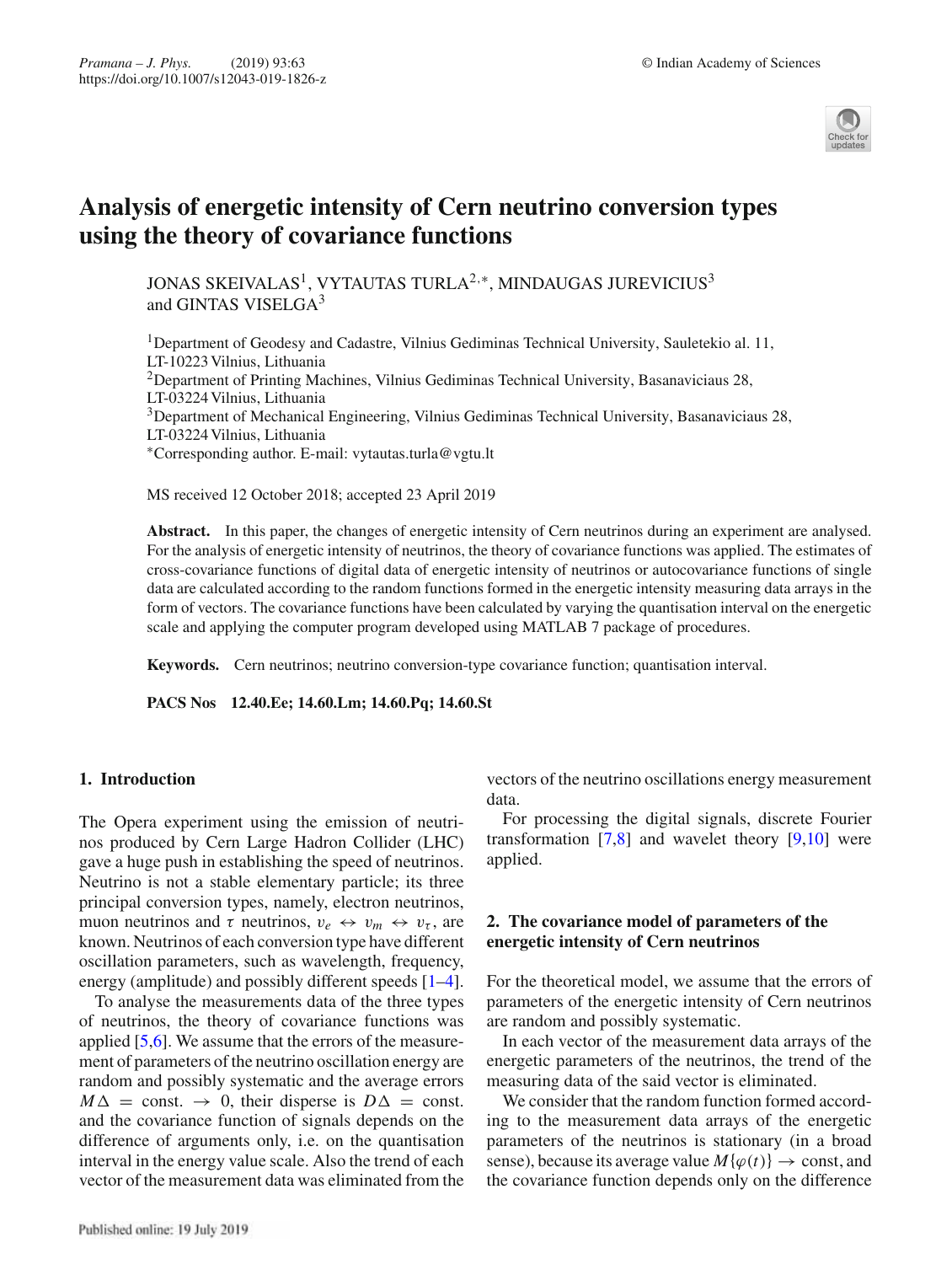# Analysis of energetic intensity of Cern neutrino conversion types using the theory of covariance functions

JONAS SKEIVALAS[1], VYTAUTAS TURLA[2,*], MINDAUGAS JUREVICIUS[3] and GINTAS VISELGA[3]

[1]Department of Geodesy and Cadastre, Vilnius Gediminas Technical University, Sauletekio al. 11, LT-10223 Vilnius, Lithuania
[2]Department of Printing Machines, Vilnius Gediminas Technical University, Basanaviciaus 28, LT-03224 Vilnius, Lithuania
[3]Department of Mechanical Engineering, Vilnius Gediminas Technical University, Basanaviciaus 28, LT-03224 Vilnius, Lithuania
*Corresponding author. E-mail: vytautas.turla@vgtu.lt

MS received 12 October 2018; accepted 23 April 2019

**Abstract.** In this paper, the changes of energetic intensity of Cern neutrinos during an experiment are analysed. For the analysis of energetic intensity of neutrinos, the theory of covariance functions was applied. The estimates of cross-covariance functions of digital data of energetic intensity of neutrinos or autocovariance functions of single data are calculated according to the random functions formed in the energetic intensity measuring data arrays in the form of vectors. The covariance functions have been calculated by varying the quantisation interval on the energetic scale and applying the computer program developed using MATLAB 7 package of procedures.

**Keywords.** Cern neutrinos; neutrino conversion-type covariance function; quantisation interval.

**PACS Nos** 12.40.Ee; 14.60.Lm; 14.60.Pq; 14.60.St

## 1. Introduction

The Opera experiment using the emission of neutrinos produced by Cern Large Hadron Collider (LHC) gave a huge push in establishing the speed of neutrinos. Neutrino is not a stable elementary particle; its three principal conversion types, namely, electron neutrinos, muon neutrinos and $\tau$ neutrinos, $v_e \leftrightarrow v_m \leftrightarrow v_\tau$, are known. Neutrinos of each conversion type have different oscillation parameters, such as wavelength, frequency, energy (amplitude) and possibly different speeds [1–4].

To analyse the measurements data of the three types of neutrinos, the theory of covariance functions was applied [5,6]. We assume that the errors of the measurement of parameters of the neutrino oscillation energy are random and possibly systematic and the average errors $M\Delta = \text{const.} \to 0$, their disperse is $D\Delta = \text{const.}$ and the covariance function of signals depends on the difference of arguments only, i.e. on the quantisation interval in the energy value scale. Also the trend of each vector of the measurement data was eliminated from the vectors of the neutrino oscillations energy measurement data.

For processing the digital signals, discrete Fourier transformation [7,8] and wavelet theory [9,10] were applied.

## 2. The covariance model of parameters of the energetic intensity of Cern neutrinos

For the theoretical model, we assume that the errors of parameters of the energetic intensity of Cern neutrinos are random and possibly systematic.

In each vector of the measurement data arrays of the energetic parameters of the neutrinos, the trend of the measuring data of the said vector is eliminated.

We consider that the random function formed according to the measurement data arrays of the energetic parameters of the neutrinos is stationary (in a broad sense), because its average value $M\{\varphi(t)\} \to \text{const}$, and the covariance function depends only on the difference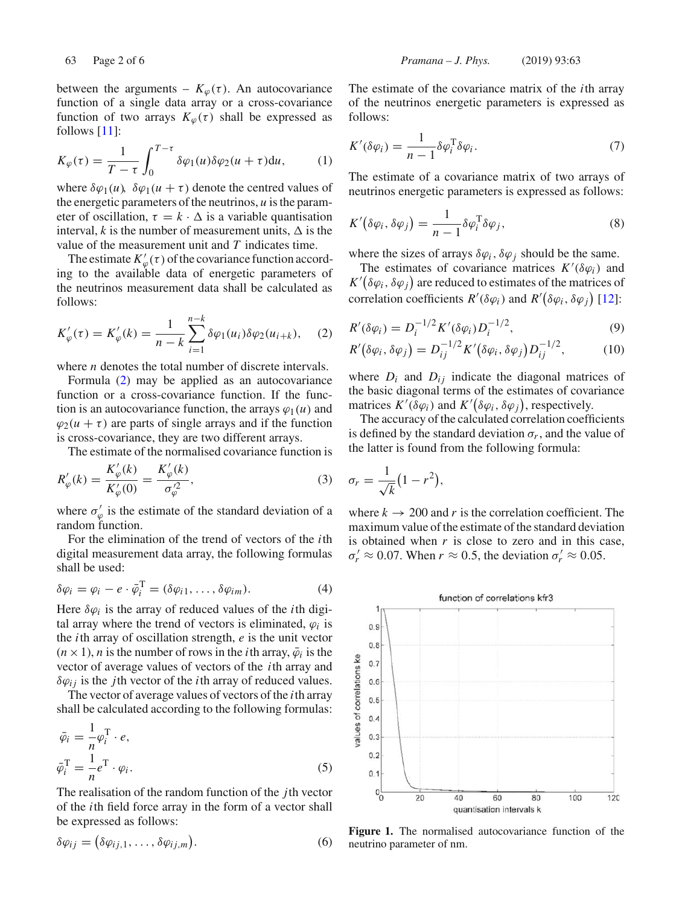between the arguments – $K_\varphi(\tau)$. An autocovariance function of a single data array or a cross-covariance function of two arrays $K_\varphi(\tau)$ shall be expressed as follows [11]:

$$K_\varphi(\tau) = \frac{1}{T-\tau}\int_0^{T-\tau} \delta\varphi_1(u)\delta\varphi_2(u+\tau)\mathrm{d}u, \tag{1}$$

where $\delta\varphi_1(u)$, $\delta\varphi_1(u+\tau)$ denote the centred values of the energetic parameters of the neutrinos, $u$ is the parameter of oscillation, $\tau = k \cdot \Delta$ is a variable quantisation interval, $k$ is the number of measurement units, $\Delta$ is the value of the measurement unit and $T$ indicates time.

The estimate $K'_\varphi(\tau)$ of the covariance function according to the available data of energetic parameters of the neutrinos measurement data shall be calculated as follows:

$$K'_\varphi(\tau) = K'_\varphi(k) = \frac{1}{n-k}\sum_{i=1}^{n-k} \delta\varphi_1(u_i)\delta\varphi_2(u_{i+k}), \tag{2}$$

where $n$ denotes the total number of discrete intervals.

Formula (2) may be applied as an autocovariance function or a cross-covariance function. If the function is an autocovariance function, the arrays $\varphi_1(u)$ and $\varphi_2(u+\tau)$ are parts of single arrays and if the function is cross-covariance, they are two different arrays.

The estimate of the normalised covariance function is

$$R'_\varphi(k) = \frac{K'_\varphi(k)}{K'_\varphi(0)} = \frac{K'_\varphi(k)}{\sigma'^2_\varphi}, \tag{3}$$

where $\sigma'_\varphi$ is the estimate of the standard deviation of a random function.

For the elimination of the trend of vectors of the $i$th digital measurement data array, the following formulas shall be used:

$$\delta\varphi_i = \varphi_i - e \cdot \bar{\varphi}_i^{\mathrm{T}} = (\delta\varphi_{i1}, \ldots, \delta\varphi_{im}). \tag{4}$$

Here $\delta\varphi_i$ is the array of reduced values of the $i$th digital array where the trend of vectors is eliminated, $\varphi_i$ is the $i$th array of oscillation strength, $e$ is the unit vector $(n \times 1)$, $n$ is the number of rows in the $i$th array, $\bar{\varphi}_i$ is the vector of average values of vectors of the $i$th array and $\delta\varphi_{ij}$ is the $j$th vector of the $i$th array of reduced values.

The vector of average values of vectors of the $i$th array shall be calculated according to the following formulas:

$$\bar{\varphi}_i = \frac{1}{n}\varphi_i^{\mathrm{T}} \cdot e,$$
$$\bar{\varphi}_i^{\mathrm{T}} = \frac{1}{n}e^{\mathrm{T}} \cdot \varphi_i. \tag{5}$$

The realisation of the random function of the $j$th vector of the $i$th field force array in the form of a vector shall be expressed as follows:

$$\delta\varphi_{ij} = \left(\delta\varphi_{ij,1}, \ldots, \delta\varphi_{ij,m}\right). \tag{6}$$

The estimate of the covariance matrix of the $i$th array of the neutrinos energetic parameters is expressed as follows:

$$K'(\delta\varphi_i) = \frac{1}{n-1}\delta\varphi_i^{\mathrm{T}}\delta\varphi_i. \tag{7}$$

The estimate of a covariance matrix of two arrays of neutrinos energetic parameters is expressed as follows:

$$K'\left(\delta\varphi_i, \delta\varphi_j\right) = \frac{1}{n-1}\delta\varphi_i^{\mathrm{T}}\delta\varphi_j, \tag{8}$$

where the sizes of arrays $\delta\varphi_i$, $\delta\varphi_j$ should be the same.

The estimates of covariance matrices $K'(\delta\varphi_i)$ and $K'\left(\delta\varphi_i, \delta\varphi_j\right)$ are reduced to estimates of the matrices of correlation coefficients $R'(\delta\varphi_i)$ and $R'\left(\delta\varphi_i, \delta\varphi_j\right)$ [12]:

$$R'(\delta\varphi_i) = D_i^{-1/2}K'(\delta\varphi_i)D_i^{-1/2}, \tag{9}$$

$$R'\left(\delta\varphi_i, \delta\varphi_j\right) = D_{ij}^{-1/2}K'\left(\delta\varphi_i, \delta\varphi_j\right)D_{ij}^{-1/2}, \tag{10}$$

where $D_i$ and $D_{ij}$ indicate the diagonal matrices of the basic diagonal terms of the estimates of covariance matrices $K'(\delta\varphi_i)$ and $K'\left(\delta\varphi_i, \delta\varphi_j\right)$, respectively.

The accuracy of the calculated correlation coefficients is defined by the standard deviation $\sigma_r$, and the value of the latter is found from the following formula:

$$\sigma_r = \frac{1}{\sqrt{k}}\left(1 - r^2\right),$$

where $k \to 200$ and $r$ is the correlation coefficient. The maximum value of the estimate of the standard deviation is obtained when $r$ is close to zero and in this case, $\sigma'_r \approx 0.07$. When $r \approx 0.5$, the deviation $\sigma'_r \approx 0.05$.

**Figure 1.** The normalised autocovariance function of the neutrino parameter of nm.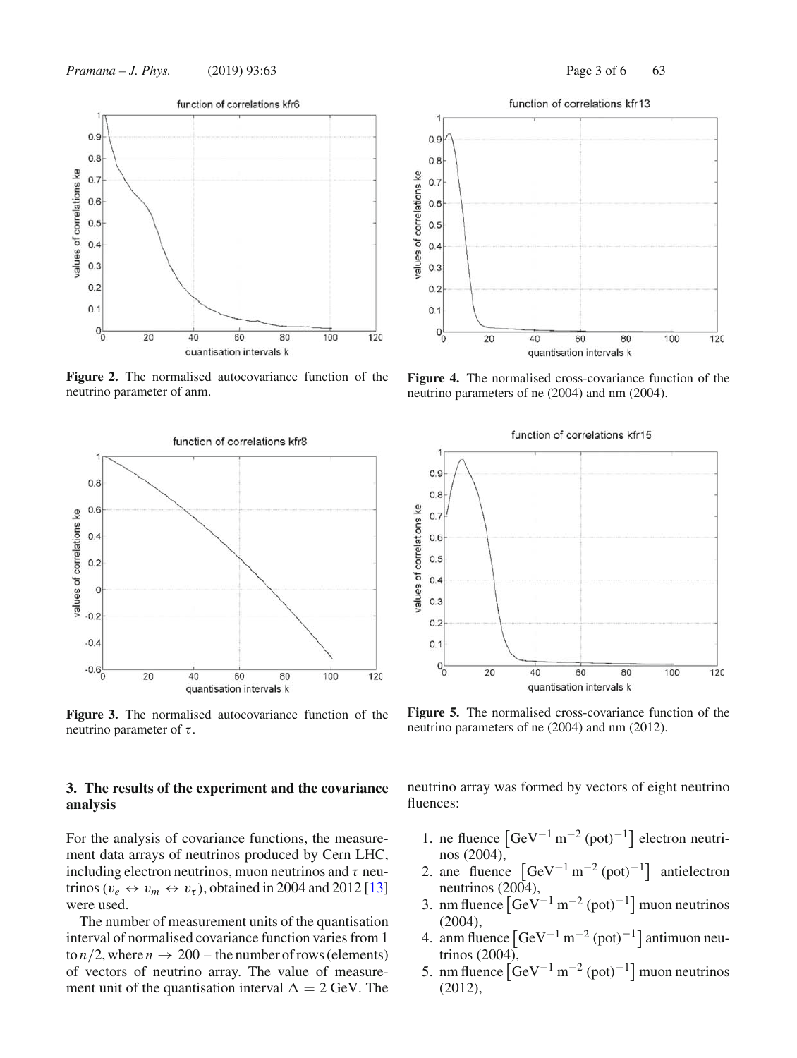Figure 2. The normalised autocovariance function of the neutrino parameter of anm.

Figure 4. The normalised cross-covariance function of the neutrino parameters of ne (2004) and nm (2004).

Figure 3. The normalised autocovariance function of the neutrino parameter of $\tau$.

Figure 5. The normalised cross-covariance function of the neutrino parameters of ne (2004) and nm (2012).

## 3. The results of the experiment and the covariance analysis

For the analysis of covariance functions, the measurement data arrays of neutrinos produced by Cern LHC, including electron neutrinos, muon neutrinos and $\tau$ neutrinos ($v_e \leftrightarrow v_m \leftrightarrow v_\tau$), obtained in 2004 and 2012 [13] were used.

The number of measurement units of the quantisation interval of normalised covariance function varies from 1 to $n/2$, where $n \to 200$ – the number of rows (elements) of vectors of neutrino array. The value of measurement unit of the quantisation interval $\Delta = 2$ GeV. The neutrino array was formed by vectors of eight neutrino fluences:

1. ne fluence $\left[\text{GeV}^{-1}\,\text{m}^{-2}\,(\text{pot})^{-1}\right]$ electron neutrinos (2004),
2. ane fluence $\left[\text{GeV}^{-1}\,\text{m}^{-2}\,(\text{pot})^{-1}\right]$ antielectron neutrinos (2004),
3. nm fluence $\left[\text{GeV}^{-1}\,\text{m}^{-2}\,(\text{pot})^{-1}\right]$ muon neutrinos (2004),
4. anm fluence $\left[\text{GeV}^{-1}\,\text{m}^{-2}\,(\text{pot})^{-1}\right]$ antimuon neutrinos (2004),
5. nm fluence $\left[\text{GeV}^{-1}\,\text{m}^{-2}\,(\text{pot})^{-1}\right]$ muon neutrinos (2012),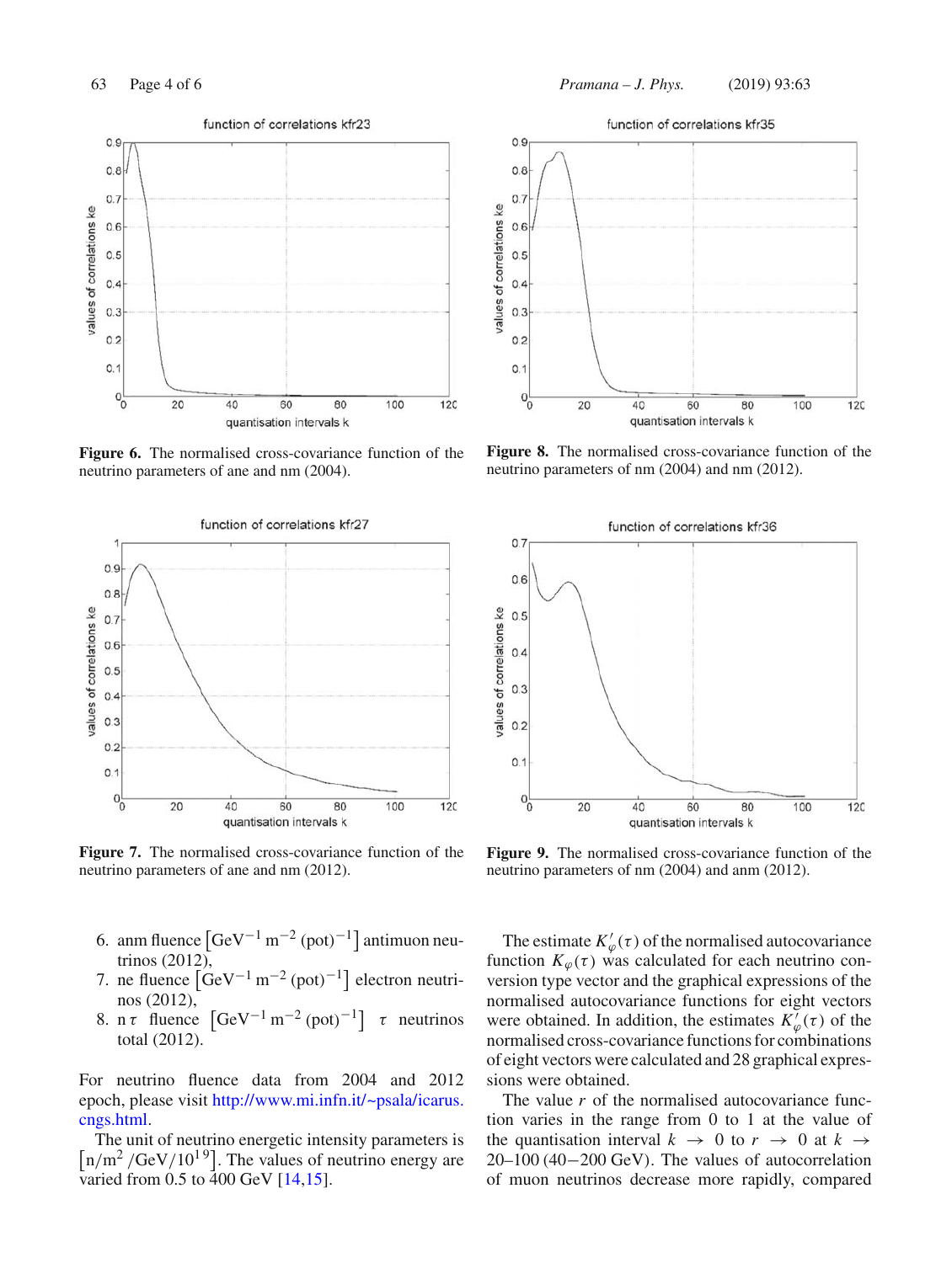**Figure 6.** The normalised cross-covariance function of the neutrino parameters of ane and nm (2004).

**Figure 7.** The normalised cross-covariance function of the neutrino parameters of ane and nm (2012).

**Figure 8.** The normalised cross-covariance function of the neutrino parameters of nm (2004) and nm (2012).

**Figure 9.** The normalised cross-covariance function of the neutrino parameters of nm (2004) and anm (2012).

6. anm fluence $[\mathrm{GeV}^{-1}\,\mathrm{m}^{-2}\,(\mathrm{pot})^{-1}]$ antimuon neutrinos (2012),
7. ne fluence $[\mathrm{GeV}^{-1}\,\mathrm{m}^{-2}\,(\mathrm{pot})^{-1}]$ electron neutrinos (2012),
8. n $\tau$ fluence $[\mathrm{GeV}^{-1}\,\mathrm{m}^{-2}\,(\mathrm{pot})^{-1}]$ $\tau$ neutrinos total (2012).

For neutrino fluence data from 2004 and 2012 epoch, please visit http://www.mi.infn.it/~psala/icarus.cngs.html.

The unit of neutrino energetic intensity parameters is $[\mathrm{n/m^2/GeV/10^{19}}]$. The values of neutrino energy are varied from 0.5 to 400 GeV [14,15].

The estimate $K'_{\varphi}(\tau)$ of the normalised autocovariance function $K_{\varphi}(\tau)$ was calculated for each neutrino conversion type vector and the graphical expressions of the normalised autocovariance functions for eight vectors were obtained. In addition, the estimates $K'_{\varphi}(\tau)$ of the normalised cross-covariance functions for combinations of eight vectors were calculated and 28 graphical expressions were obtained.

The value $r$ of the normalised autocovariance function varies in the range from 0 to 1 at the value of the quantisation interval $k \rightarrow 0$ to $r \rightarrow 0$ at $k \rightarrow$ 20–100 (40–200 GeV). The values of autocorrelation of muon neutrinos decrease more rapidly, compared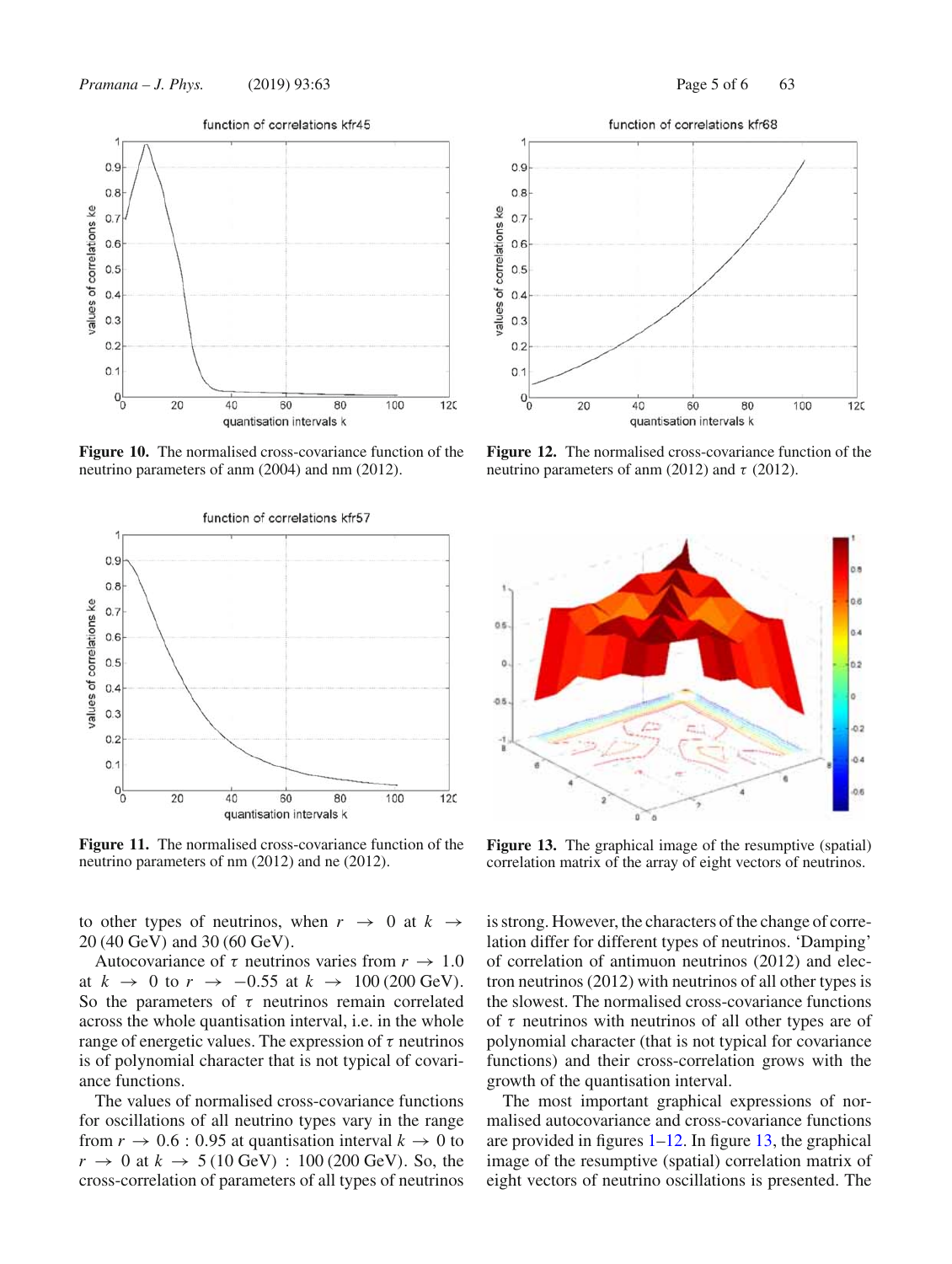Figure 10. The normalised cross-covariance function of the neutrino parameters of anm (2004) and nm (2012).

Figure 11. The normalised cross-covariance function of the neutrino parameters of nm (2012) and ne (2012).

Figure 12. The normalised cross-covariance function of the neutrino parameters of anm (2012) and $\tau$ (2012).

Figure 13. The graphical image of the resumptive (spatial) correlation matrix of the array of eight vectors of neutrinos.

to other types of neutrinos, when $r \rightarrow 0$ at $k \rightarrow 20$ (40 GeV) and 30 (60 GeV).

Autocovariance of $\tau$ neutrinos varies from $r \rightarrow 1.0$ at $k \rightarrow 0$ to $r \rightarrow -0.55$ at $k \rightarrow 100$ (200 GeV). So the parameters of $\tau$ neutrinos remain correlated across the whole quantisation interval, i.e. in the whole range of energetic values. The expression of $\tau$ neutrinos is of polynomial character that is not typical of covariance functions.

The values of normalised cross-covariance functions for oscillations of all neutrino types vary in the range from $r \rightarrow 0.6 : 0.95$ at quantisation interval $k \rightarrow 0$ to $r \rightarrow 0$ at $k \rightarrow 5$ (10 GeV) : 100 (200 GeV). So, the cross-correlation of parameters of all types of neutrinos is strong. However, the characters of the change of correlation differ for different types of neutrinos. 'Damping' of correlation of antimuon neutrinos (2012) and electron neutrinos (2012) with neutrinos of all other types is the slowest. The normalised cross-covariance functions of $\tau$ neutrinos with neutrinos of all other types are of polynomial character (that is not typical for covariance functions) and their cross-correlation grows with the growth of the quantisation interval.

The most important graphical expressions of normalised autocovariance and cross-covariance functions are provided in figures 1–12. In figure 13, the graphical image of the resumptive (spatial) correlation matrix of eight vectors of neutrino oscillations is presented. The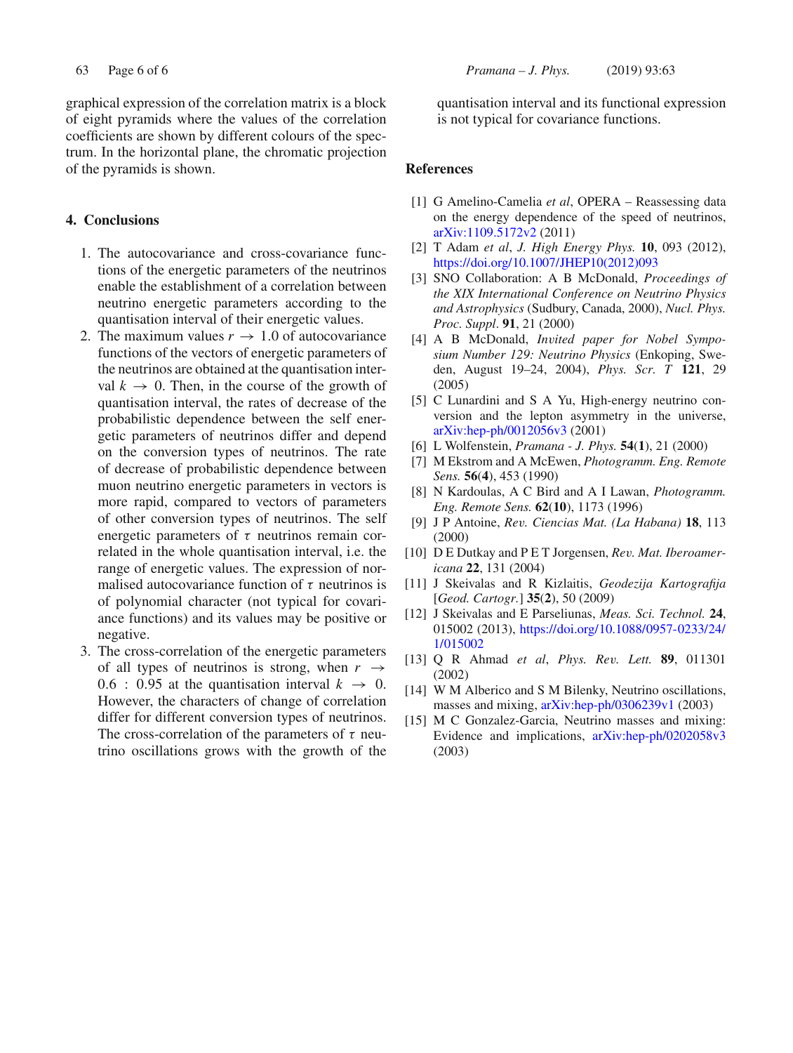graphical expression of the correlation matrix is a block of eight pyramids where the values of the correlation coefficients are shown by different colours of the spectrum. In the horizontal plane, the chromatic projection of the pyramids is shown.

## 4. Conclusions

1. The autocovariance and cross-covariance functions of the energetic parameters of the neutrinos enable the establishment of a correlation between neutrino energetic parameters according to the quantisation interval of their energetic values.
2. The maximum values $r \to 1.0$ of autocovariance functions of the vectors of energetic parameters of the neutrinos are obtained at the quantisation interval $k \to 0$. Then, in the course of the growth of quantisation interval, the rates of decrease of the probabilistic dependence between the self energetic parameters of neutrinos differ and depend on the conversion types of neutrinos. The rate of decrease of probabilistic dependence between muon neutrino energetic parameters in vectors is more rapid, compared to vectors of parameters of other conversion types of neutrinos. The self energetic parameters of $\tau$ neutrinos remain correlated in the whole quantisation interval, i.e. the range of energetic values. The expression of normalised autocovariance function of $\tau$ neutrinos is of polynomial character (not typical for covariance functions) and its values may be positive or negative.
3. The cross-correlation of the energetic parameters of all types of neutrinos is strong, when $r \to 0.6 : 0.95$ at the quantisation interval $k \to 0$. However, the characters of change of correlation differ for different conversion types of neutrinos. The cross-correlation of the parameters of $\tau$ neutrino oscillations grows with the growth of the quantisation interval and its functional expression is not typical for covariance functions.

## References

[1] G Amelino-Camelia *et al*, OPERA – Reassessing data on the energy dependence of the speed of neutrinos, arXiv:1109.5172v2 (2011)

[2] T Adam *et al*, *J. High Energy Phys.* **10**, 093 (2012), https://doi.org/10.1007/JHEP10(2012)093

[3] SNO Collaboration: A B McDonald, *Proceedings of the XIX International Conference on Neutrino Physics and Astrophysics* (Sudbury, Canada, 2000), *Nucl. Phys. Proc. Suppl*. **91**, 21 (2000)

[4] A B McDonald, *Invited paper for Nobel Symposium Number 129: Neutrino Physics* (Enkoping, Sweden, August 19–24, 2004), *Phys. Scr. T* **121**, 29 (2005)

[5] C Lunardini and S A Yu, High-energy neutrino conversion and the lepton asymmetry in the universe, arXiv:hep-ph/0012056v3 (2001)

[6] L Wolfenstein, *Pramana - J. Phys.* **54**(**1**), 21 (2000)

[7] M Ekstrom and A McEwen, *Photogramm. Eng. Remote Sens.* **56**(**4**), 453 (1990)

[8] N Kardoulas, A C Bird and A I Lawan, *Photogramm. Eng. Remote Sens.* **62**(**10**), 1173 (1996)

[9] J P Antoine, *Rev. Ciencias Mat. (La Habana)* **18**, 113 (2000)

[10] D E Dutkay and P E T Jorgensen, *Rev. Mat. Iberoamericana* **22**, 131 (2004)

[11] J Skeivalas and R Kizlaitis, *Geodezija Kartografija* [*Geod. Cartogr.*] **35**(**2**), 50 (2009)

[12] J Skeivalas and E Parseliunas, *Meas. Sci. Technol.* **24**, 015002 (2013), https://doi.org/10.1088/0957-0233/24/1/015002

[13] Q R Ahmad *et al*, *Phys. Rev. Lett.* **89**, 011301 (2002)

[14] W M Alberico and S M Bilenky, Neutrino oscillations, masses and mixing, arXiv:hep-ph/0306239v1 (2003)

[15] M C Gonzalez-Garcia, Neutrino masses and mixing: Evidence and implications, arXiv:hep-ph/0202058v3 (2003)